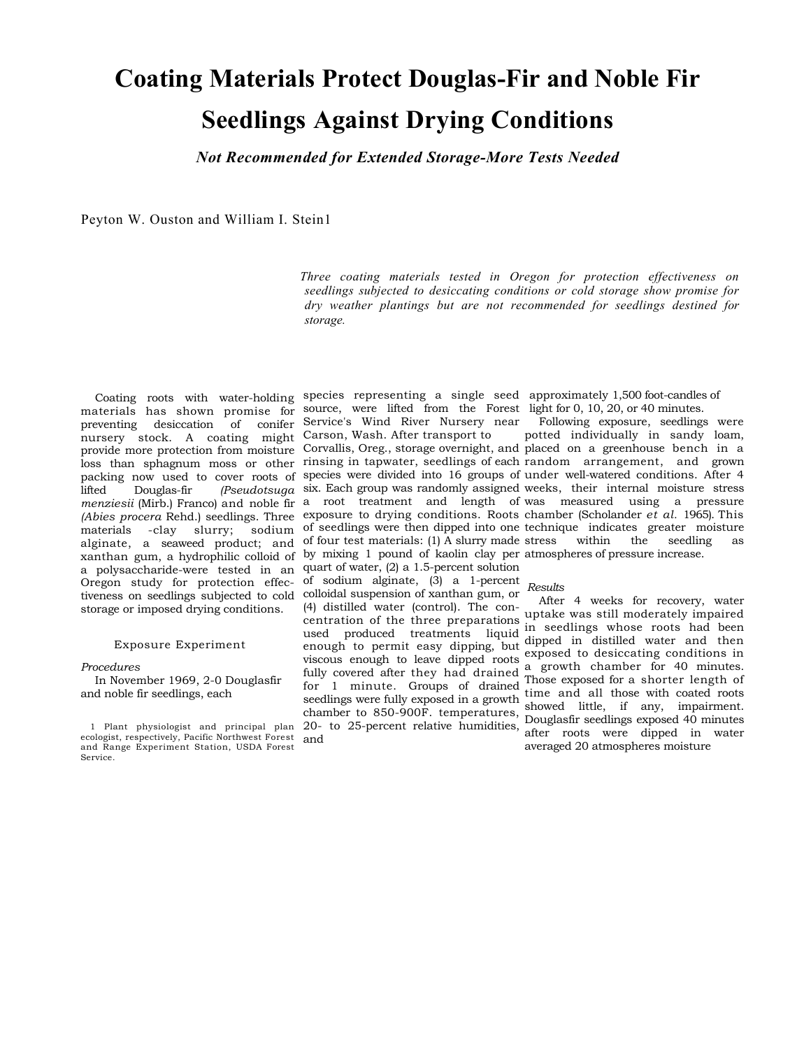# Coating Materials Protect Douglas-Fir and Noble Fir Seedlings Against Drying Conditions

***Not Recommended for Extended Storage-More Tests Needed***

Peyton W. Ouston and William I. Stein[1]

*Three coating materials tested in Oregon for protection effectiveness on seedlings subjected to desiccating conditions or cold storage show promise for dry weather plantings but are not recommended for seedlings destined for storage.*

Coating roots with water-holding materials has shown promise for preventing desiccation of conifer nursery stock. A coating might provide more protection from moisture loss than sphagnum moss or other packing now used to cover roots of lifted Douglas-fir *(Pseudotsuga menziesii* (Mirb.) Franco) and noble fir *(Abies procera* Rehd.) seedlings. Three materials -clay slurry; sodium alginate, a seaweed product; and xanthan gum, a hydrophilic colloid of a polysaccharide-were tested in an Oregon study for protection effectiveness on seedlings subjected to cold storage or imposed drying conditions.

## Exposure Experiment

### *Procedures*

In November 1969, 2-0 Douglasfir and noble fir seedlings, each species representing a single seed source, were lifted from the Forest Service's Wind River Nursery near Carson, Wash. After transport to Corvallis, Oreg., storage overnight, and rinsing in tapwater, seedlings of each species were divided into 16 groups of six. Each group was randomly assigned a root treatment and length of exposure to drying conditions. Roots of seedlings were then dipped into one of four test materials: (1) A slurry made by mixing 1 pound of kaolin clay per quart of water, (2) a 1.5-percent solution of sodium alginate, (3) a 1-percent colloidal suspension of xanthan gum, or (4) distilled water (control). The concentration of the three preparations used produced treatments liquid enough to permit easy dipping, but viscous enough to leave dipped roots fully covered after they had drained for 1 minute. Groups of drained seedlings were fully exposed in a growth chamber to 850-900F. temperatures, 20- to 25-percent relative humidities, and approximately 1,500 foot-candles of light for 0, 10, 20, or 40 minutes.

Following exposure, seedlings were potted individually in sandy loam, placed on a greenhouse bench in a random arrangement, and grown under well-watered conditions. After 4 weeks, their internal moisture stress was measured using a pressure chamber (Scholander *et al.* 1965). This technique indicates greater moisture stress within the seedling as atmospheres of pressure increase.

### *Results*

After 4 weeks for recovery, water uptake was still moderately impaired in seedlings whose roots had been dipped in distilled water and then exposed to desiccating conditions in a growth chamber for 40 minutes. Those exposed for a shorter length of time and all those with coated roots showed little, if any, impairment. Douglasfir seedlings exposed 40 minutes after roots were dipped in water averaged 20 atmospheres moisture

---

[1] Plant physiologist and principal plan ecologist, respectively, Pacific Northwest Forest and Range Experiment Station, USDA Forest Service.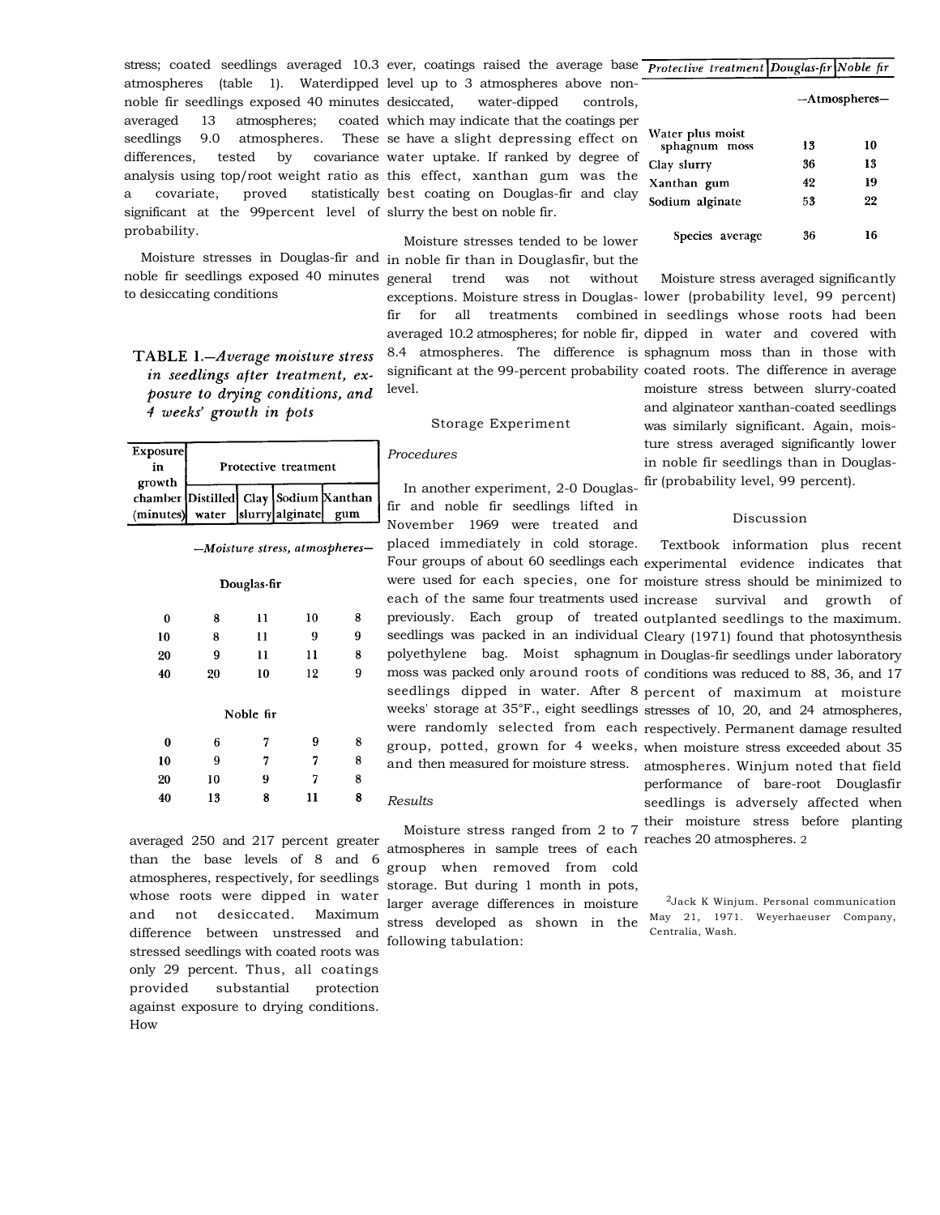stress; coated seedlings averaged 10.3 atmospheres (table 1). Waterdipped noble fir seedlings exposed 40 minutes averaged 13 atmospheres; coated seedlings 9.0 atmospheres. These differences, tested by covariance analysis using top/root weight ratio as a covariate, proved statistically significant at the 99percent level of probability.

Moisture stresses in Douglas-fir and noble fir seedlings exposed 40 minutes to desiccating conditions

TABLE 1.—*Average moisture stress in seedlings after treatment, exposure to drying conditions, and 4 weeks' growth in pots*

| Exposure in growth chamber (minutes) | Protective treatment | | | |
|---|---|---|---|---|
| | Distilled water | Clay slurry | Sodium alginate | Xanthan gum |
| | *—Moisture stress, atmospheres—* | | | |
| **Douglas-fir** | | | | |
| 0 | 8 | 11 | 10 | 8 |
| 10 | 8 | 11 | 9 | 9 |
| 20 | 9 | 11 | 11 | 8 |
| 40 | 20 | 10 | 12 | 9 |
| **Noble fir** | | | | |
| 0 | 6 | 7 | 9 | 8 |
| 10 | 9 | 7 | 7 | 8 |
| 20 | 10 | 9 | 7 | 8 |
| 40 | 13 | 8 | 11 | 8 |

averaged 250 and 217 percent greater than the base levels of 8 and 6 atmospheres, respectively, for seedlings whose roots were dipped in water and not desiccated. Maximum difference between unstressed and stressed seedlings with coated roots was only 29 percent. Thus, all coatings provided substantial protection against exposure to drying conditions. However, coatings raised the average base level up to 3 atmospheres above non-desiccated, water-dipped controls, which may indicate that the coatings per se have a slight depressing effect on water uptake. If ranked by degree of this effect, xanthan gum was the best coating on Douglas-fir and clay slurry the best on noble fir.

Moisture stresses tended to be lower in noble fir than in Douglasfir, but the general trend was not without exceptions. Moisture stress in Douglas-fir for all treatments combined averaged 10.2 atmospheres; for noble fir, 8.4 atmospheres. The difference is significant at the 99-percent probability level.

## Storage Experiment

### *Procedures*

In another experiment, 2-0 Douglas-fir and noble fir seedlings lifted in November 1969 were treated and placed immediately in cold storage. Four groups of about 60 seedlings each were used for each species, one for each of the same four treatments used previously. Each group of treated seedlings was packed in an individual polyethylene bag. Moist sphagnum moss was packed only around roots of seedlings dipped in water. After 8 weeks' storage at 35°F., eight seedlings were randomly selected from each group, potted, grown for 4 weeks, and then measured for moisture stress.

### *Results*

Moisture stress ranged from 2 to 7 atmospheres in sample trees of each group when removed from cold storage. But during 1 month in pots, larger average differences in moisture stress developed as shown in the following tabulation:

| *Protective treatment* | *Douglas-fir* | *Noble fir* |
|---|---|---|
| | —Atmospheres— | |
| Water plus moist sphagnum moss | 13 | 10 |
| Clay slurry | 36 | 13 |
| Xanthan gum | 42 | 19 |
| Sodium alginate | 53 | 22 |
| Species average | 36 | 16 |

Moisture stress averaged significantly lower (probability level, 99 percent) in seedlings whose roots had been dipped in water and covered with sphagnum moss than in those with coated roots. The difference in average moisture stress between slurry-coated and alginateor xanthan-coated seedlings was similarly significant. Again, moisture stress averaged significantly lower in noble fir seedlings than in Douglas-fir (probability level, 99 percent).

## Discussion

Textbook information plus recent experimental evidence indicates that moisture stress should be minimized to increase survival and growth of outplanted seedlings to the maximum. Cleary (1971) found that photosynthesis in Douglas-fir seedlings under laboratory conditions was reduced to 88, 36, and 17 percent of maximum at moisture stresses of 10, 20, and 24 atmospheres, respectively. Permanent damage resulted when moisture stress exceeded about 35 atmospheres. Winjum noted that field performance of bare-root Douglasfir seedlings is adversely affected when their moisture stress before planting reaches 20 atmospheres. [2]

[2]Jack K Winjum. Personal communication May 21, 1971. Weyerhaeuser Company, Centralia, Wash.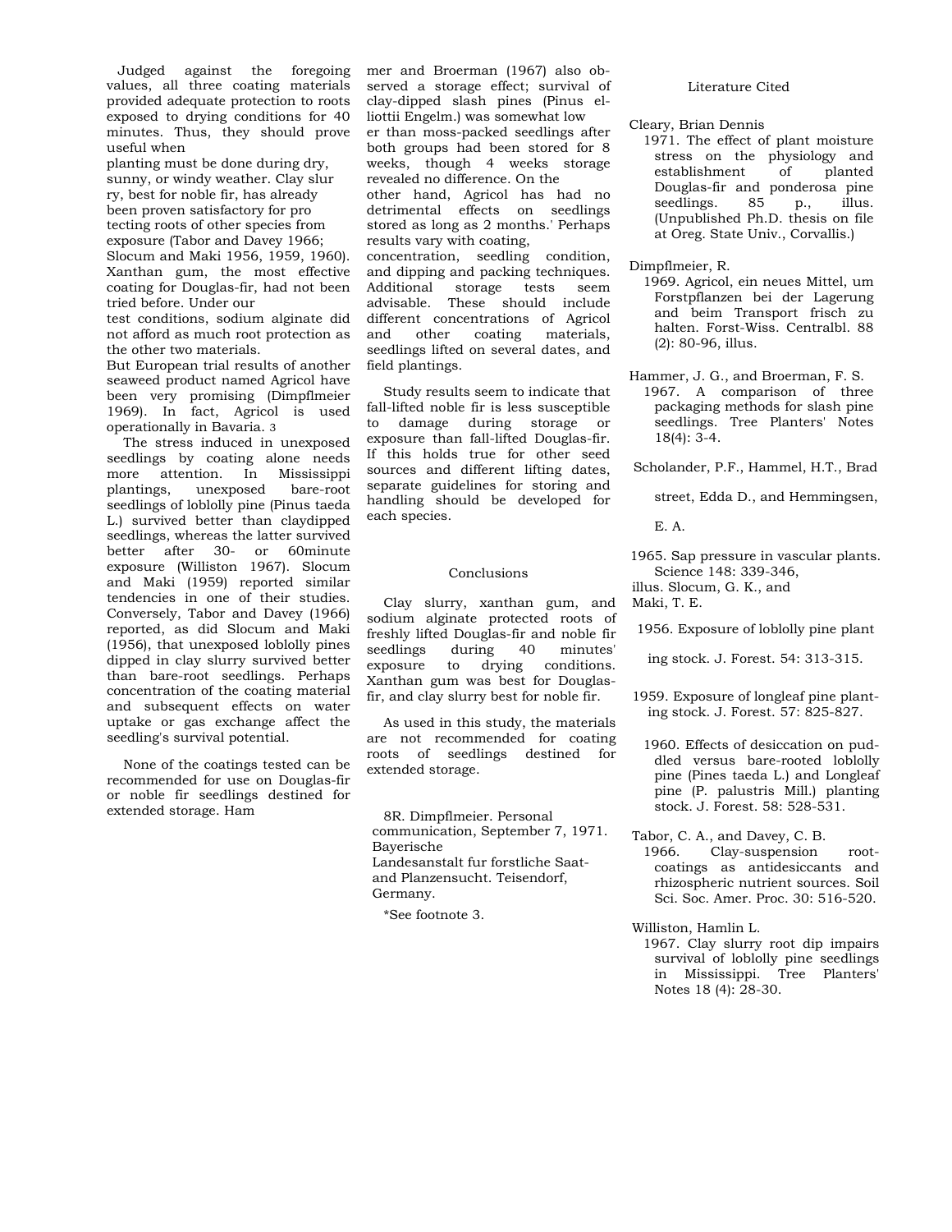Judged against the foregoing values, all three coating materials provided adequate protection to roots exposed to drying conditions for 40 minutes. Thus, they should prove useful when planting must be done during dry, sunny, or windy weather. Clay slurry, best for noble fir, has already been proven satisfactory for protecting roots of other species from exposure (Tabor and Davey 1966; Slocum and Maki 1956, 1959, 1960). Xanthan gum, the most effective coating for Douglas-fir, had not been tried before. Under our test conditions, sodium alginate did not afford as much root protection as the other two materials. But European trial results of another seaweed product named Agricol have been very promising (Dimpflmeier 1969). In fact, Agricol is used operationally in Bavaria. [3]

The stress induced in unexposed seedlings by coating alone needs more attention. In Mississippi plantings, unexposed bare-root seedlings of loblolly pine (Pinus taeda L.) survived better than claydipped seedlings, whereas the latter survived better after 30- or 60minute exposure (Williston 1967). Slocum and Maki (1959) reported similar tendencies in one of their studies. Conversely, Tabor and Davey (1966) reported, as did Slocum and Maki (1956), that unexposed loblolly pines dipped in clay slurry survived better than bare-root seedlings. Perhaps concentration of the coating material and subsequent effects on water uptake or gas exchange affect the seedling's survival potential.

None of the coatings tested can be recommended for use on Douglas-fir or noble fir seedlings destined for extended storage. Hammer and Broerman (1967) also observed a storage effect; survival of clay-dipped slash pines (Pinus elliottii Engelm.) was somewhat lower than moss-packed seedlings after both groups had been stored for 8 weeks, though 4 weeks storage revealed no difference. On the other hand, Agricol has had no detrimental effects on seedlings stored as long as 2 months.' Perhaps results vary with coating, concentration, seedling condition, and dipping and packing techniques. Additional storage tests seem advisable. These should include different concentrations of Agricol and other coating materials, seedlings lifted on several dates, and field plantings.

Study results seem to indicate that fall-lifted noble fir is less susceptible to damage during storage or exposure than fall-lifted Douglas-fir. If this holds true for other seed sources and different lifting dates, separate guidelines for storing and handling should be developed for each species.

## Conclusions

Clay slurry, xanthan gum, and sodium alginate protected roots of freshly lifted Douglas-fir and noble fir seedlings during 40 minutes' exposure to drying conditions. Xanthan gum was best for Douglas-fir, and clay slurry best for noble fir.

As used in this study, the materials are not recommended for coating roots of seedlings destined for extended storage.

8R. Dimpflmeier. Personal communication, September 7, 1971. Bayerische Landesanstalt fur forstliche Saat- and Planzensucht. Teisendorf, Germany.

*See footnote 3.

## Literature Cited

Cleary, Brian Dennis
1971. The effect of plant moisture stress on the physiology and establishment of planted Douglas-fir and ponderosa pine seedlings. 85 p., illus. (Unpublished Ph.D. thesis on file at Oreg. State Univ., Corvallis.)

Dimpflmeier, R.
1969. Agricol, ein neues Mittel, um Forstpflanzen bei der Lagerung and beim Transport frisch zu halten. Forst-Wiss. Centralbl. 88 (2): 80-96, illus.

Hammer, J. G., and Broerman, F. S.
1967. A comparison of three packaging methods for slash pine seedlings. Tree Planters' Notes 18(4): 3-4.

Scholander, P.F., Hammel, H.T., Bradstreet, Edda D., and Hemmingsen, E. A.
1965. Sap pressure in vascular plants. Science 148: 339-346, illus.

Slocum, G. K., and Maki, T. E.
1956. Exposure of loblolly pine planting stock. J. Forest. 54: 313-315.

1959. Exposure of longleaf pine planting stock. J. Forest. 57: 825-827.

1960. Effects of desiccation on puddled versus bare-rooted loblolly pine (Pines taeda L.) and Longleaf pine (P. palustris Mill.) planting stock. J. Forest. 58: 528-531.

Tabor, C. A., and Davey, C. B.
1966. Clay-suspension root-coatings as antidesiccants and rhizospheric nutrient sources. Soil Sci. Soc. Amer. Proc. 30: 516-520.

Williston, Hamlin L.
1967. Clay slurry root dip impairs survival of loblolly pine seedlings in Mississippi. Tree Planters' Notes 18 (4): 28-30.